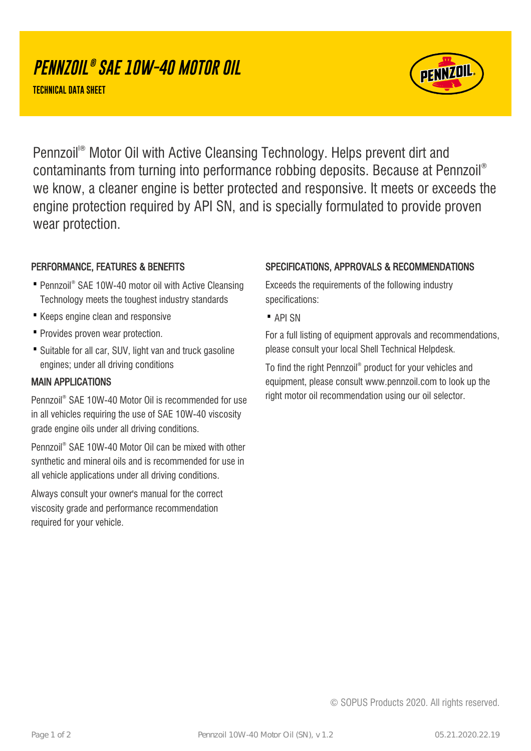# PENNZOIL® SAE 10W-40 MOTOR OIL

**TECHNICAL DATA SHEET**

Pennzoil® Motor Oil with Active Cleansing Technology. Helps prevent dirt and contaminants from turning into performance robbing deposits. Because at Pennzoil® we know, a cleaner engine is better protected and responsive. It meets or exceeds the engine protection required by API SN, and is specially formulated to provide proven wear protection.

## PERFORMANCE, FEATURES & BENEFITS

- Pennzoil® SAE 10W-40 motor oil with Active Cleansing Technology meets the toughest industry standards
- Keeps engine clean and responsive
- Provides proven wear protection.
- Suitable for all car, SUV, light van and truck gasoline engines; under all driving conditions

## MAIN APPLICATIONS

Pennzoil® SAE 10W-40 Motor Oil is recommended for use in all vehicles requiring the use of SAE 10W-40 viscosity grade engine oils under all driving conditions.

Pennzoil® SAE 10W-40 Motor Oil can be mixed with other synthetic and mineral oils and is recommended for use in all vehicle applications under all driving conditions.

Always consult your owner's manual for the correct viscosity grade and performance recommendation required for your vehicle.

## SPECIFICATIONS, APPROVALS & RECOMMENDATIONS

Exceeds the requirements of the following industry specifications:

- API SN

For a full listing of equipment approvals and recommendations, please consult your local Shell Technical Helpdesk.

To find the right Pennzoil® product for your vehicles and equipment, please consult www.pennzoil.com to look up the right motor oil recommendation using our oil selector.

© SOPUS Products 2020. All rights reserved.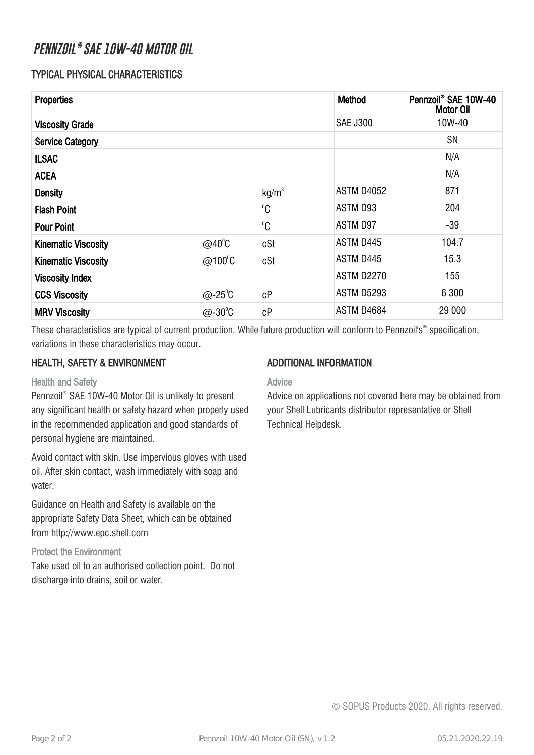# PENNZOIL® SAE 10W-40 MOTOR OIL

## TYPICAL PHYSICAL CHARACTERISTICS

| Properties | | | Method | Pennzoil® SAE 10W-40 Motor Oil |
|---|---|---|---|---|
| **Viscosity Grade** | | | SAE J300 | 10W-40 |
| **Service Category** | | | | SN |
| **ILSAC** | | | | N/A |
| **ACEA** | | | | N/A |
| **Density** | | $kg/m^3$ | ASTM D4052 | 871 |
| **Flash Point** | | $^0C$ | ASTM D93 | 204 |
| **Pour Point** | | $^0C$ | ASTM D97 | -39 |
| **Kinematic Viscosity** | @40$^0$C | cSt | ASTM D445 | 104.7 |
| **Kinematic Viscosity** | @100$^0$C | cSt | ASTM D445 | 15.3 |
| **Viscosity Index** | | | ASTM D2270 | 155 |
| **CCS Viscosity** | @-25$^0$C | cP | ASTM D5293 | 6 300 |
| **MRV Viscosity** | @-30$^0$C | cP | ASTM D4684 | 29 000 |

These characteristics are typical of current production. While future production will conform to Pennzoil's® specification, variations in these characteristics may occur.

## HEALTH, SAFETY & ENVIRONMENT

### Health and Safety

Pennzoil® SAE 10W-40 Motor Oil is unlikely to present any significant health or safety hazard when properly used in the recommended application and good standards of personal hygiene are maintained.

Avoid contact with skin. Use impervious gloves with used oil. After skin contact, wash immediately with soap and water.

Guidance on Health and Safety is available on the appropriate Safety Data Sheet, which can be obtained from http://www.epc.shell.com

### Protect the Environment

Take used oil to an authorised collection point. Do not discharge into drains, soil or water.

## ADDITIONAL INFORMATION

### Advice

Advice on applications not covered here may be obtained from your Shell Lubricants distributor representative or Shell Technical Helpdesk.

© SOPUS Products 2020. All rights reserved.